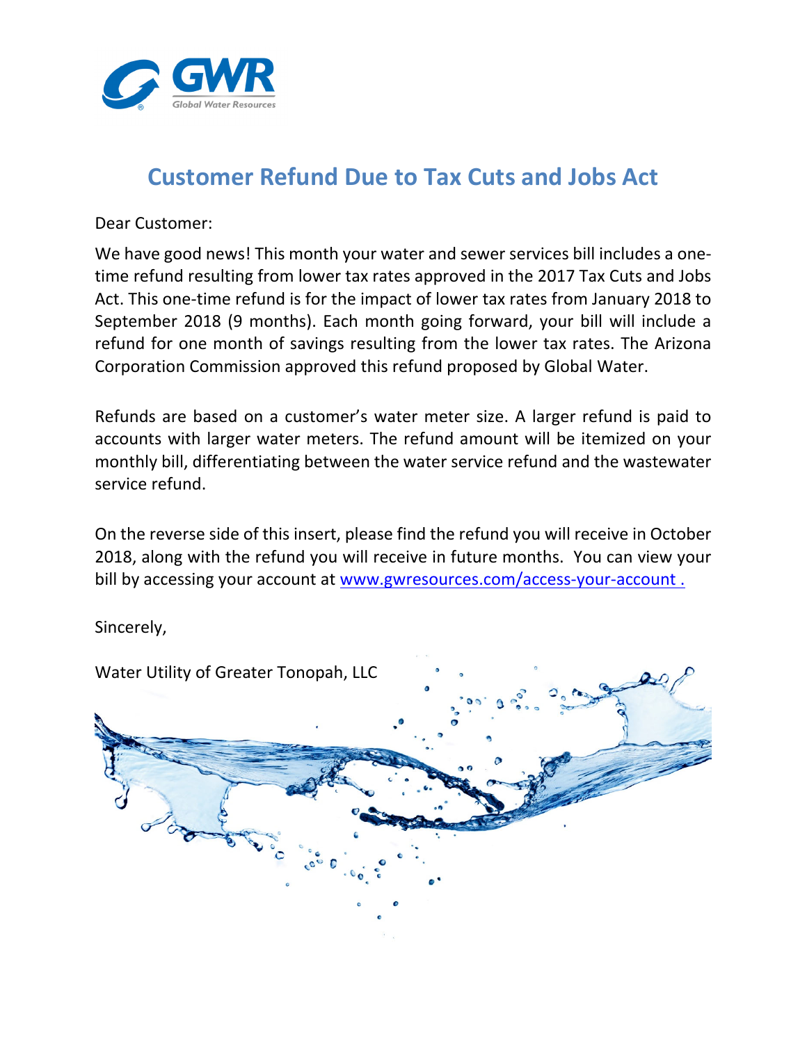GWR Global Water Resources

# Customer Refund Due to Tax Cuts and Jobs Act

Dear Customer:

We have good news! This month your water and sewer services bill includes a one-time refund resulting from lower tax rates approved in the 2017 Tax Cuts and Jobs Act. This one-time refund is for the impact of lower tax rates from January 2018 to September 2018 (9 months). Each month going forward, your bill will include a refund for one month of savings resulting from the lower tax rates. The Arizona Corporation Commission approved this refund proposed by Global Water.

Refunds are based on a customer's water meter size. A larger refund is paid to accounts with larger water meters. The refund amount will be itemized on your monthly bill, differentiating between the water service refund and the wastewater service refund.

On the reverse side of this insert, please find the refund you will receive in October 2018, along with the refund you will receive in future months. You can view your bill by accessing your account at [www.gwresources.com/access-your-account .](www.gwresources.com/access-your-account)

Sincerely,

Water Utility of Greater Tonopah, LLC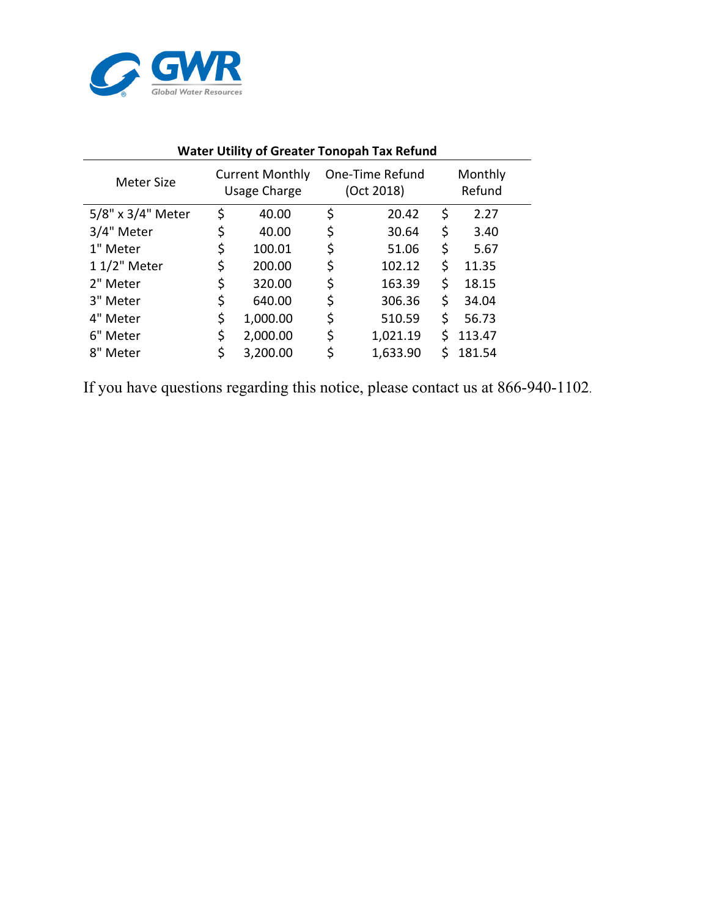GWR Global Water Resources

**Water Utility of Greater Tonopah Tax Refund**

| Meter Size | Current Monthly Usage Charge | One-Time Refund (Oct 2018) | Monthly Refund |
|---|---|---|---|
| 5/8" x 3/4" Meter | $ 40.00 | $ 20.42 | $ 2.27 |
| 3/4" Meter | $ 40.00 | $ 30.64 | $ 3.40 |
| 1" Meter | $ 100.01 | $ 51.06 | $ 5.67 |
| 1 1/2" Meter | $ 200.00 | $ 102.12 | $ 11.35 |
| 2" Meter | $ 320.00 | $ 163.39 | $ 18.15 |
| 3" Meter | $ 640.00 | $ 306.36 | $ 34.04 |
| 4" Meter | $ 1,000.00 | $ 510.59 | $ 56.73 |
| 6" Meter | $ 2,000.00 | $ 1,021.19 | $ 113.47 |
| 8" Meter | $ 3,200.00 | $ 1,633.90 | $ 181.54 |

If you have questions regarding this notice, please contact us at 866-940-1102.